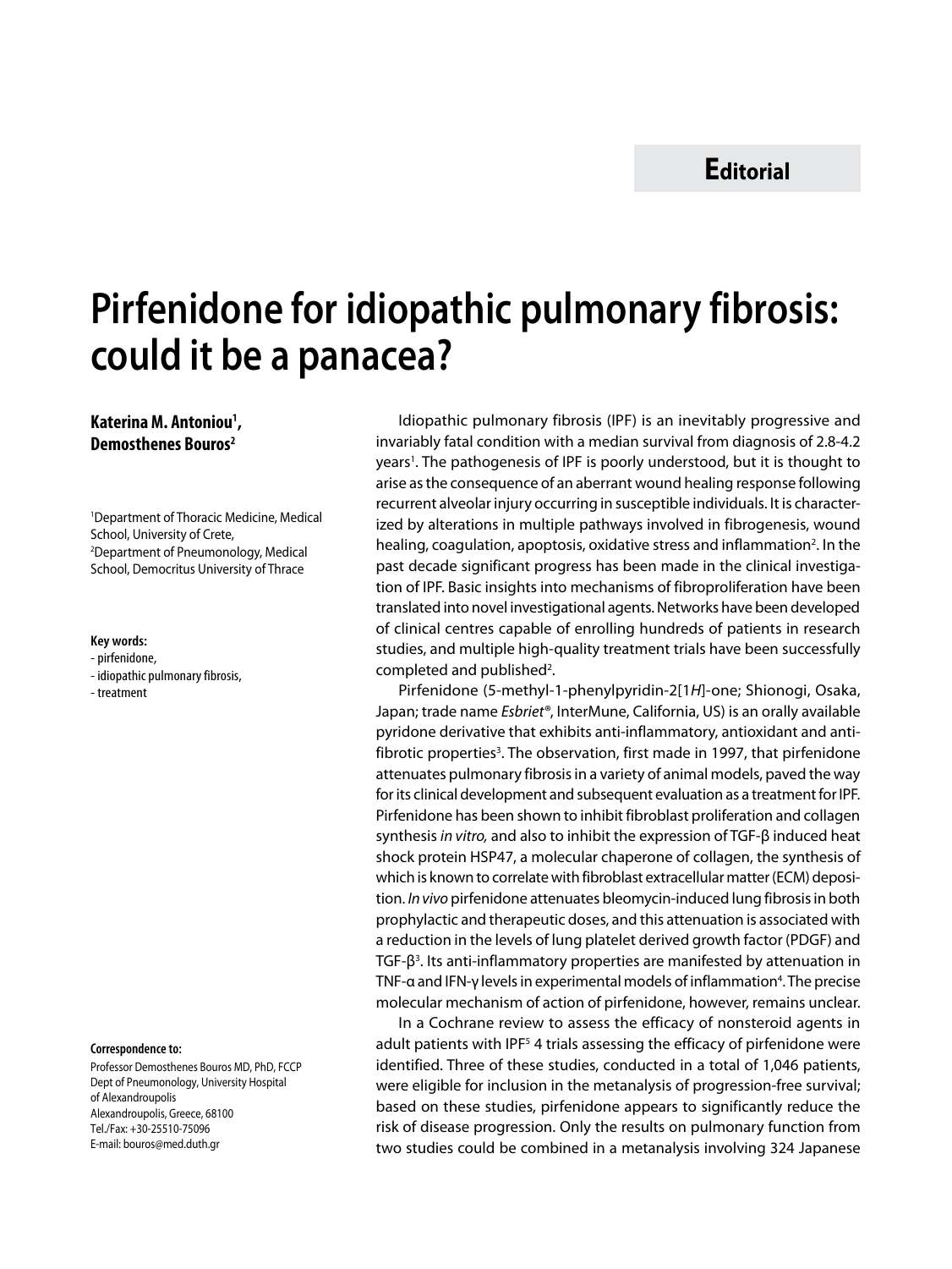**Editorial**

# Pirfenidone for idiopathic pulmonary fibrosis: could it be a panacea?

**Katerina M. Antoniou[1], Demosthenes Bouros[2]**

[1]Department of Thoracic Medicine, Medical School, University of Crete,
[2]Department of Pneumonology, Medical School, Democritus University of Thrace

**Key words:**
- pirfenidone,
- idiopathic pulmonary fibrosis,
- treatment

**Correspondence to:**
Professor Demosthenes Bouros MD, PhD, FCCP
Dept of Pneumonology, University Hospital of Alexandroupolis
Alexandroupolis, Greece, 68100
Tel./Fax: +30-25510-75096
E-mail: bouros@med.duth.gr

Idiopathic pulmonary fibrosis (IPF) is an inevitably progressive and invariably fatal condition with a median survival from diagnosis of 2.8-4.2 years[1]. The pathogenesis of IPF is poorly understood, but it is thought to arise as the consequence of an aberrant wound healing response following recurrent alveolar injury occurring in susceptible individuals. It is characterized by alterations in multiple pathways involved in fibrogenesis, wound healing, coagulation, apoptosis, oxidative stress and inflammation[2]. In the past decade significant progress has been made in the clinical investigation of IPF. Basic insights into mechanisms of fibroproliferation have been translated into novel investigational agents. Networks have been developed of clinical centres capable of enrolling hundreds of patients in research studies, and multiple high-quality treatment trials have been successfully completed and published[2].

Pirfenidone (5-methyl-1-phenylpyridin-2[1*H*]-one; Shionogi, Osaka, Japan; trade name *Esbriet*®, InterMune, California, US) is an orally available pyridone derivative that exhibits anti-inflammatory, antioxidant and antifibrotic properties[3]. The observation, first made in 1997, that pirfenidone attenuates pulmonary fibrosis in a variety of animal models, paved the way for its clinical development and subsequent evaluation as a treatment for IPF. Pirfenidone has been shown to inhibit fibroblast proliferation and collagen synthesis *in vitro,* and also to inhibit the expression of TGF-β induced heat shock protein HSP47, a molecular chaperone of collagen, the synthesis of which is known to correlate with fibroblast extracellular matter (ECM) deposition. *In vivo* pirfenidone attenuates bleomycin-induced lung fibrosis in both prophylactic and therapeutic doses, and this attenuation is associated with a reduction in the levels of lung platelet derived growth factor (PDGF) and TGF-β[3]. Its anti-inflammatory properties are manifested by attenuation in TNF-α and IFN-γ levels in experimental models of inflammation[4]. The precise molecular mechanism of action of pirfenidone, however, remains unclear.

In a Cochrane review to assess the efficacy of nonsteroid agents in adult patients with IPF[5] 4 trials assessing the efficacy of pirfenidone were identified. Three of these studies, conducted in a total of 1,046 patients, were eligible for inclusion in the metanalysis of progression-free survival; based on these studies, pirfenidone appears to significantly reduce the risk of disease progression. Only the results on pulmonary function from two studies could be combined in a metanalysis involving 324 Japanese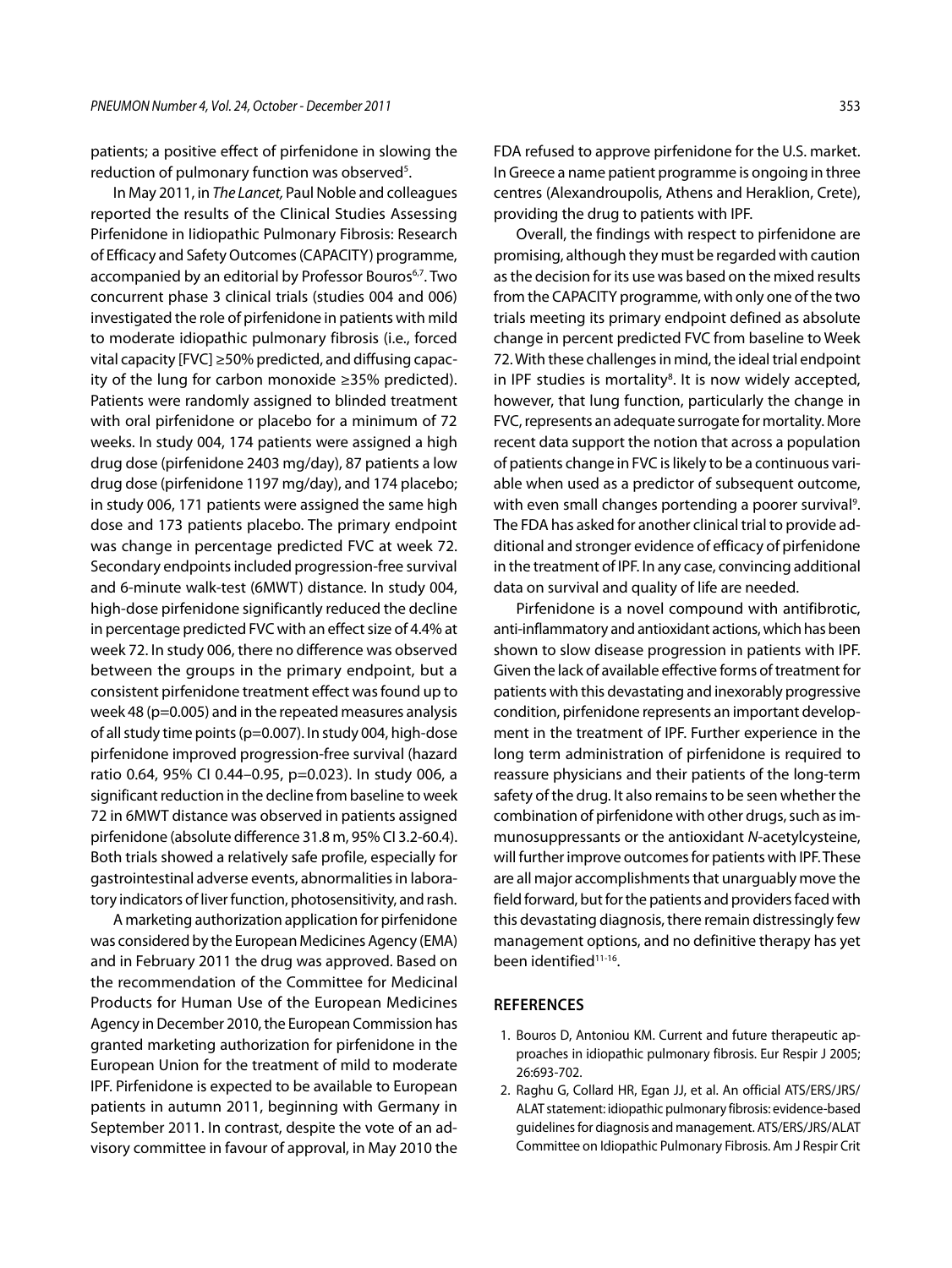patients; a positive effect of pirfenidone in slowing the reduction of pulmonary function was observed[5].

In May 2011, in *The Lancet,* Paul Noble and colleagues reported the results of the Clinical Studies Assessing Pirfenidone in Iidiopathic Pulmonary Fibrosis: Research of Efficacy and Safety Outcomes (CAPACITY) programme, accompanied by an editorial by Professor Bouros[6,7]. Two concurrent phase 3 clinical trials (studies 004 and 006) investigated the role of pirfenidone in patients with mild to moderate idiopathic pulmonary fibrosis (i.e., forced vital capacity [FVC] ≥50% predicted, and diffusing capacity of the lung for carbon monoxide ≥35% predicted). Patients were randomly assigned to blinded treatment with oral pirfenidone or placebo for a minimum of 72 weeks. In study 004, 174 patients were assigned a high drug dose (pirfenidone 2403 mg/day), 87 patients a low drug dose (pirfenidone 1197 mg/day), and 174 placebo; in study 006, 171 patients were assigned the same high dose and 173 patients placebo. The primary endpoint was change in percentage predicted FVC at week 72. Secondary endpoints included progression-free survival and 6-minute walk-test (6MWT) distance. In study 004, high-dose pirfenidone significantly reduced the decline in percentage predicted FVC with an effect size of 4.4% at week 72. In study 006, there no difference was observed between the groups in the primary endpoint, but a consistent pirfenidone treatment effect was found up to week 48 (p=0.005) and in the repeated measures analysis of all study time points (p=0.007). In study 004, high-dose pirfenidone improved progression-free survival (hazard ratio 0.64, 95% CI 0.44–0.95, p=0.023). In study 006, a significant reduction in the decline from baseline to week 72 in 6MWT distance was observed in patients assigned pirfenidone (absolute difference 31.8 m, 95% CI 3.2-60.4). Both trials showed a relatively safe profile, especially for gastrointestinal adverse events, abnormalities in laboratory indicators of liver function, photosensitivity, and rash.

A marketing authorization application for pirfenidone was considered by the European Medicines Agency (EMA) and in February 2011 the drug was approved. Based on the recommendation of the Committee for Medicinal Products for Human Use of the European Medicines Agency in December 2010, the European Commission has granted marketing authorization for pirfenidone in the European Union for the treatment of mild to moderate IPF. Pirfenidone is expected to be available to European patients in autumn 2011, beginning with Germany in September 2011. In contrast, despite the vote of an advisory committee in favour of approval, in May 2010 the FDA refused to approve pirfenidone for the U.S. market. In Greece a name patient programme is ongoing in three centres (Alexandroupolis, Athens and Heraklion, Crete), providing the drug to patients with IPF.

Overall, the findings with respect to pirfenidone are promising, although they must be regarded with caution as the decision for its use was based on the mixed results from the CAPACITY programme, with only one of the two trials meeting its primary endpoint defined as absolute change in percent predicted FVC from baseline to Week 72. With these challenges in mind, the ideal trial endpoint in IPF studies is mortality[8]. It is now widely accepted, however, that lung function, particularly the change in FVC, represents an adequate surrogate for mortality. More recent data support the notion that across a population of patients change in FVC is likely to be a continuous variable when used as a predictor of subsequent outcome, with even small changes portending a poorer survival[9]. The FDA has asked for another clinical trial to provide additional and stronger evidence of efficacy of pirfenidone in the treatment of IPF. In any case, convincing additional data on survival and quality of life are needed.

Pirfenidone is a novel compound with antifibrotic, anti-inflammatory and antioxidant actions, which has been shown to slow disease progression in patients with IPF. Given the lack of available effective forms of treatment for patients with this devastating and inexorably progressive condition, pirfenidone represents an important development in the treatment of IPF. Further experience in the long term administration of pirfenidone is required to reassure physicians and their patients of the long-term safety of the drug. It also remains to be seen whether the combination of pirfenidone with other drugs, such as immunosuppressants or the antioxidant *N*-acetylcysteine, will further improve outcomes for patients with IPF. These are all major accomplishments that unarguably move the field forward, but for the patients and providers faced with this devastating diagnosis, there remain distressingly few management options, and no definitive therapy has yet been identified[11-16].

## REFERENCES

1. Bouros D, Antoniou KM. Current and future therapeutic approaches in idiopathic pulmonary fibrosis. Eur Respir J 2005; 26:693-702.
2. Raghu G, Collard HR, Egan JJ, et al. An official ATS/ERS/JRS/ALAT statement: idiopathic pulmonary fibrosis: evidence-based guidelines for diagnosis and management. ATS/ERS/JRS/ALAT Committee on Idiopathic Pulmonary Fibrosis. Am J Respir Crit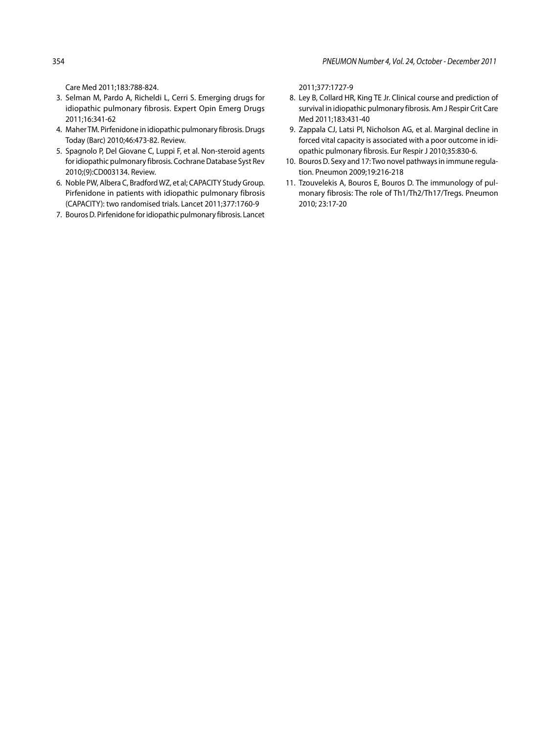Care Med 2011;183:788-824.

3. Selman M, Pardo A, Richeldi L, Cerri S. Emerging drugs for idiopathic pulmonary fibrosis. Expert Opin Emerg Drugs 2011;16:341-62
4. Maher TM. Pirfenidone in idiopathic pulmonary fibrosis. Drugs Today (Barc) 2010;46:473-82. Review.
5. Spagnolo P, Del Giovane C, Luppi F, et al. Non-steroid agents for idiopathic pulmonary fibrosis. Cochrane Database Syst Rev 2010;(9):CD003134. Review.
6. Noble PW, Albera C, Bradford WZ, et al; CAPACITY Study Group. Pirfenidone in patients with idiopathic pulmonary fibrosis (CAPACITY): two randomised trials. Lancet 2011;377:1760-9
7. Bouros D. Pirfenidone for idiopathic pulmonary fibrosis. Lancet 2011;377:1727-9
8. Ley B, Collard HR, King TE Jr. Clinical course and prediction of survival in idiopathic pulmonary fibrosis. Am J Respir Crit Care Med 2011;183:431-40
9. Zappala CJ, Latsi PI, Nicholson AG, et al. Marginal decline in forced vital capacity is associated with a poor outcome in idiopathic pulmonary fibrosis. Eur Respir J 2010;35:830-6.
10. Bouros D. Sexy and 17: Two novel pathways in immune regulation. Pneumon 2009;19:216-218
11. Tzouvelekis A, Bouros E, Bouros D. The immunology of pulmonary fibrosis: The role of Th1/Th2/Th17/Tregs. Pneumon 2010; 23:17-20